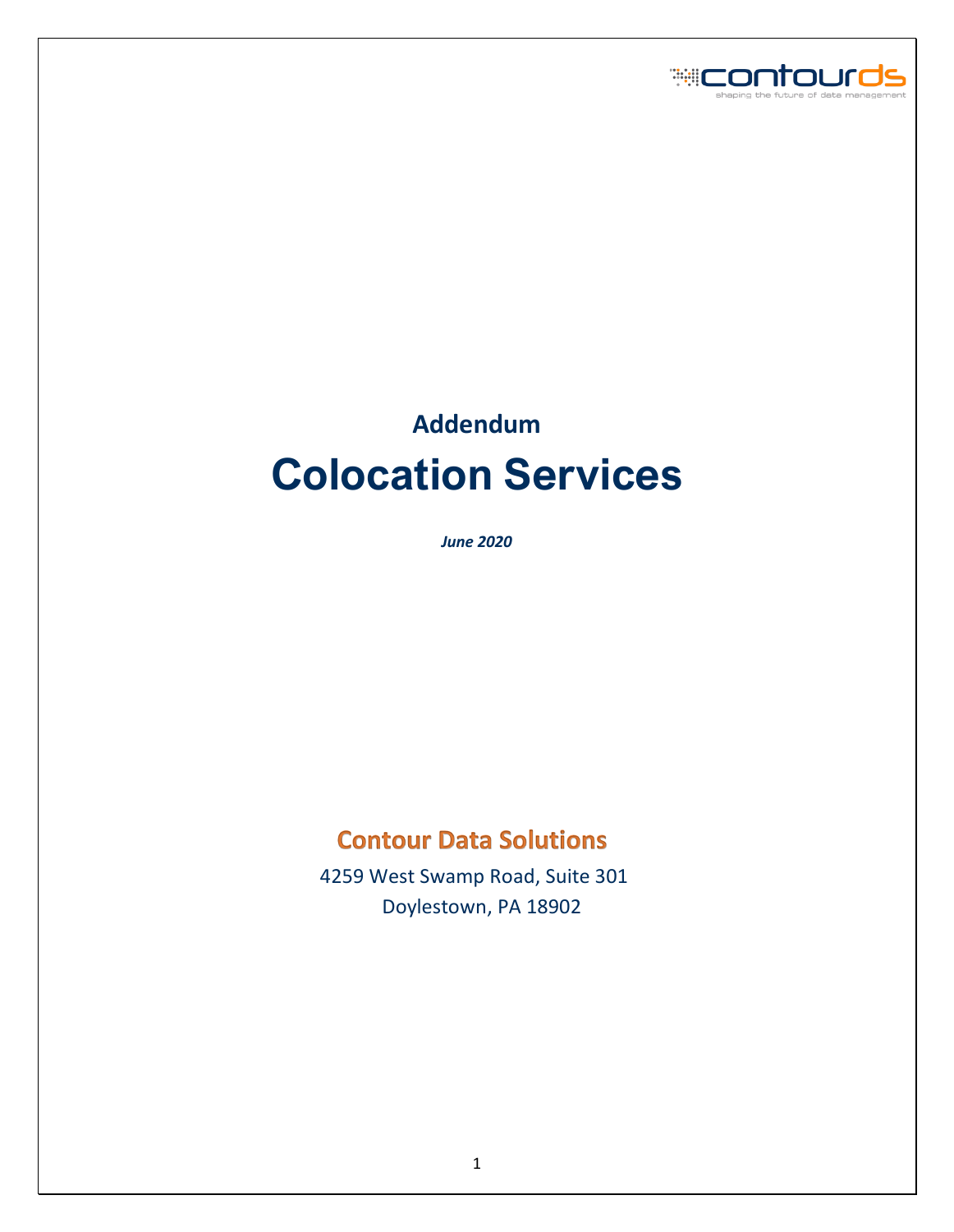contourds

shaping the future of data management

## Addendum

# Colocation Services

*June 2020*

**Contour Data Solutions**

4259 West Swamp Road, Suite 301

Doylestown, PA 18902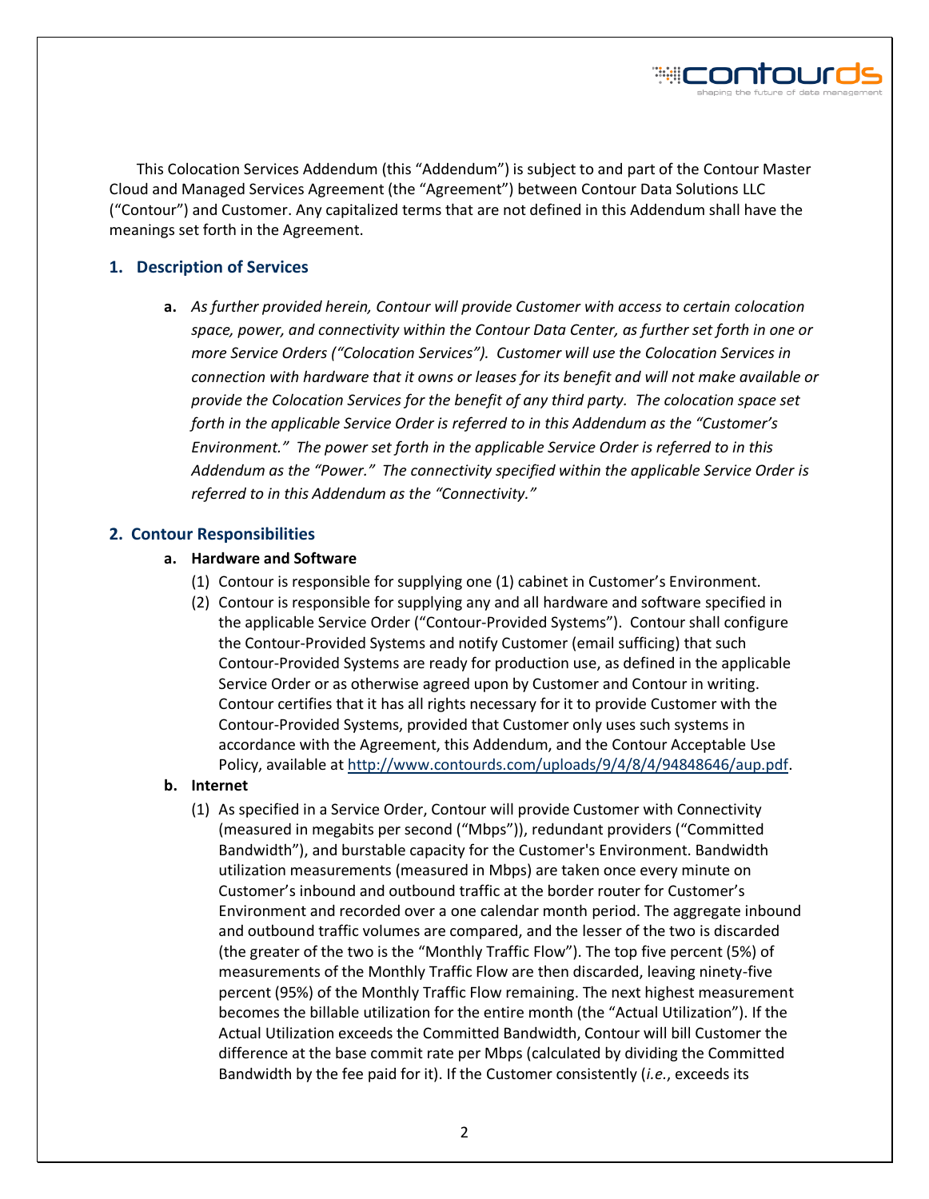This Colocation Services Addendum (this "Addendum") is subject to and part of the Contour Master Cloud and Managed Services Agreement (the "Agreement") between Contour Data Solutions LLC ("Contour") and Customer. Any capitalized terms that are not defined in this Addendum shall have the meanings set forth in the Agreement.

## 1. Description of Services

**a.** *As further provided herein, Contour will provide Customer with access to certain colocation space, power, and connectivity within the Contour Data Center, as further set forth in one or more Service Orders ("Colocation Services"). Customer will use the Colocation Services in connection with hardware that it owns or leases for its benefit and will not make available or provide the Colocation Services for the benefit of any third party. The colocation space set forth in the applicable Service Order is referred to in this Addendum as the "Customer's Environment." The power set forth in the applicable Service Order is referred to in this Addendum as the "Power." The connectivity specified within the applicable Service Order is referred to in this Addendum as the "Connectivity."*

## 2. Contour Responsibilities

### a. Hardware and Software

(1) Contour is responsible for supplying one (1) cabinet in Customer's Environment.

(2) Contour is responsible for supplying any and all hardware and software specified in the applicable Service Order ("Contour-Provided Systems"). Contour shall configure the Contour-Provided Systems and notify Customer (email sufficing) that such Contour-Provided Systems are ready for production use, as defined in the applicable Service Order or as otherwise agreed upon by Customer and Contour in writing. Contour certifies that it has all rights necessary for it to provide Customer with the Contour-Provided Systems, provided that Customer only uses such systems in accordance with the Agreement, this Addendum, and the Contour Acceptable Use Policy, available at [http://www.contourds.com/uploads/9/4/8/4/94848646/aup.pdf](http://www.contourds.com/uploads/9/4/8/4/94848646/aup.pdf).

### b. Internet

(1) As specified in a Service Order, Contour will provide Customer with Connectivity (measured in megabits per second ("Mbps")), redundant providers ("Committed Bandwidth"), and burstable capacity for the Customer's Environment. Bandwidth utilization measurements (measured in Mbps) are taken once every minute on Customer's inbound and outbound traffic at the border router for Customer's Environment and recorded over a one calendar month period. The aggregate inbound and outbound traffic volumes are compared, and the lesser of the two is discarded (the greater of the two is the "Monthly Traffic Flow"). The top five percent (5%) of measurements of the Monthly Traffic Flow are then discarded, leaving ninety-five percent (95%) of the Monthly Traffic Flow remaining. The next highest measurement becomes the billable utilization for the entire month (the "Actual Utilization"). If the Actual Utilization exceeds the Committed Bandwidth, Contour will bill Customer the difference at the base commit rate per Mbps (calculated by dividing the Committed Bandwidth by the fee paid for it). If the Customer consistently (*i.e.*, exceeds its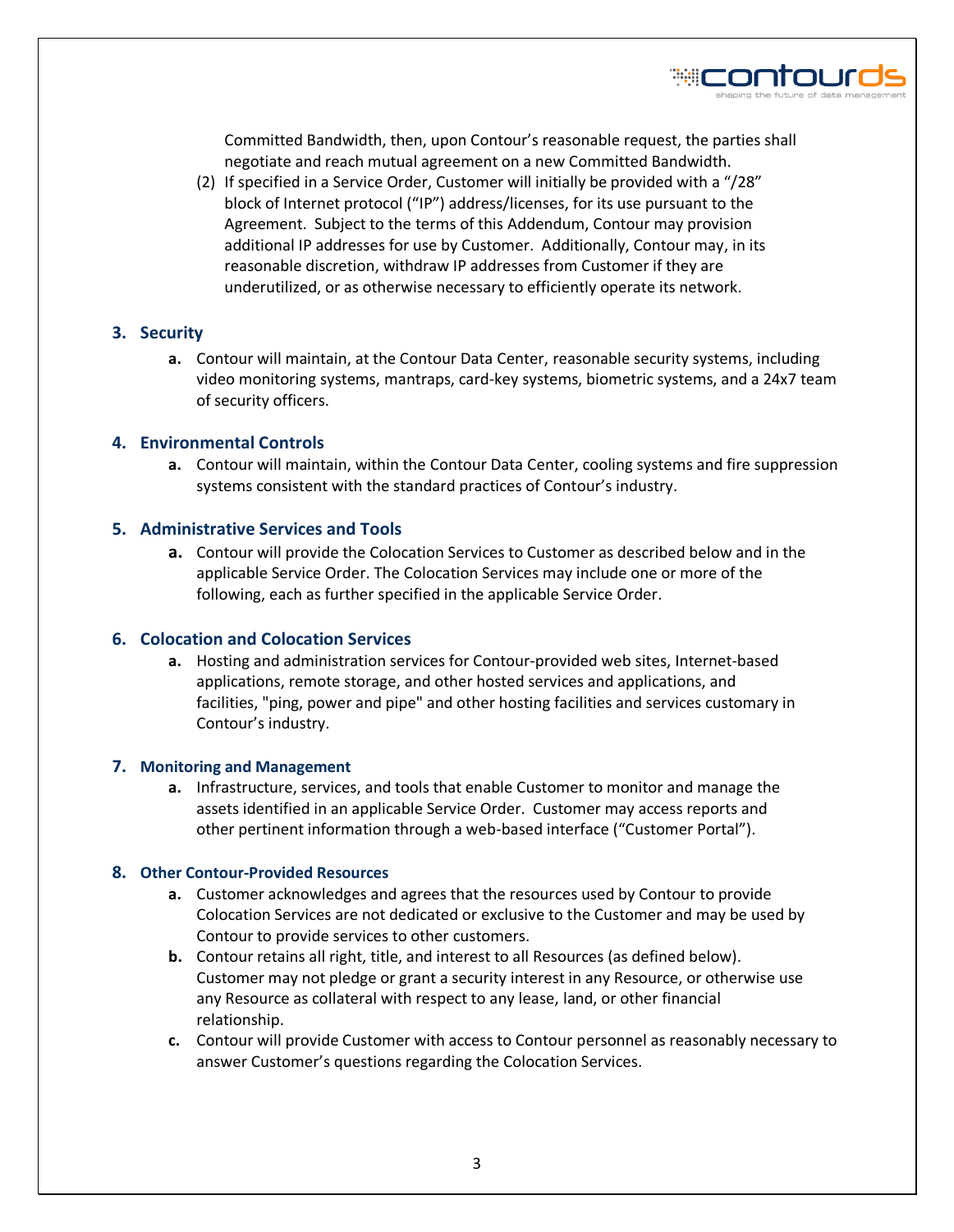Committed Bandwidth, then, upon Contour's reasonable request, the parties shall negotiate and reach mutual agreement on a new Committed Bandwidth.

(2) If specified in a Service Order, Customer will initially be provided with a "/28" block of Internet protocol ("IP") address/licenses, for its use pursuant to the Agreement. Subject to the terms of this Addendum, Contour may provision additional IP addresses for use by Customer. Additionally, Contour may, in its reasonable discretion, withdraw IP addresses from Customer if they are underutilized, or as otherwise necessary to efficiently operate its network.

## 3. Security

**a.** Contour will maintain, at the Contour Data Center, reasonable security systems, including video monitoring systems, mantraps, card-key systems, biometric systems, and a 24x7 team of security officers.

## 4. Environmental Controls

**a.** Contour will maintain, within the Contour Data Center, cooling systems and fire suppression systems consistent with the standard practices of Contour's industry.

## 5. Administrative Services and Tools

**a.** Contour will provide the Colocation Services to Customer as described below and in the applicable Service Order. The Colocation Services may include one or more of the following, each as further specified in the applicable Service Order.

## 6. Colocation and Colocation Services

**a.** Hosting and administration services for Contour-provided web sites, Internet-based applications, remote storage, and other hosted services and applications, and facilities, "ping, power and pipe" and other hosting facilities and services customary in Contour's industry.

## 7. Monitoring and Management

**a.** Infrastructure, services, and tools that enable Customer to monitor and manage the assets identified in an applicable Service Order. Customer may access reports and other pertinent information through a web-based interface ("Customer Portal").

## 8. Other Contour-Provided Resources

**a.** Customer acknowledges and agrees that the resources used by Contour to provide Colocation Services are not dedicated or exclusive to the Customer and may be used by Contour to provide services to other customers.

**b.** Contour retains all right, title, and interest to all Resources (as defined below). Customer may not pledge or grant a security interest in any Resource, or otherwise use any Resource as collateral with respect to any lease, land, or other financial relationship.

**c.** Contour will provide Customer with access to Contour personnel as reasonably necessary to answer Customer's questions regarding the Colocation Services.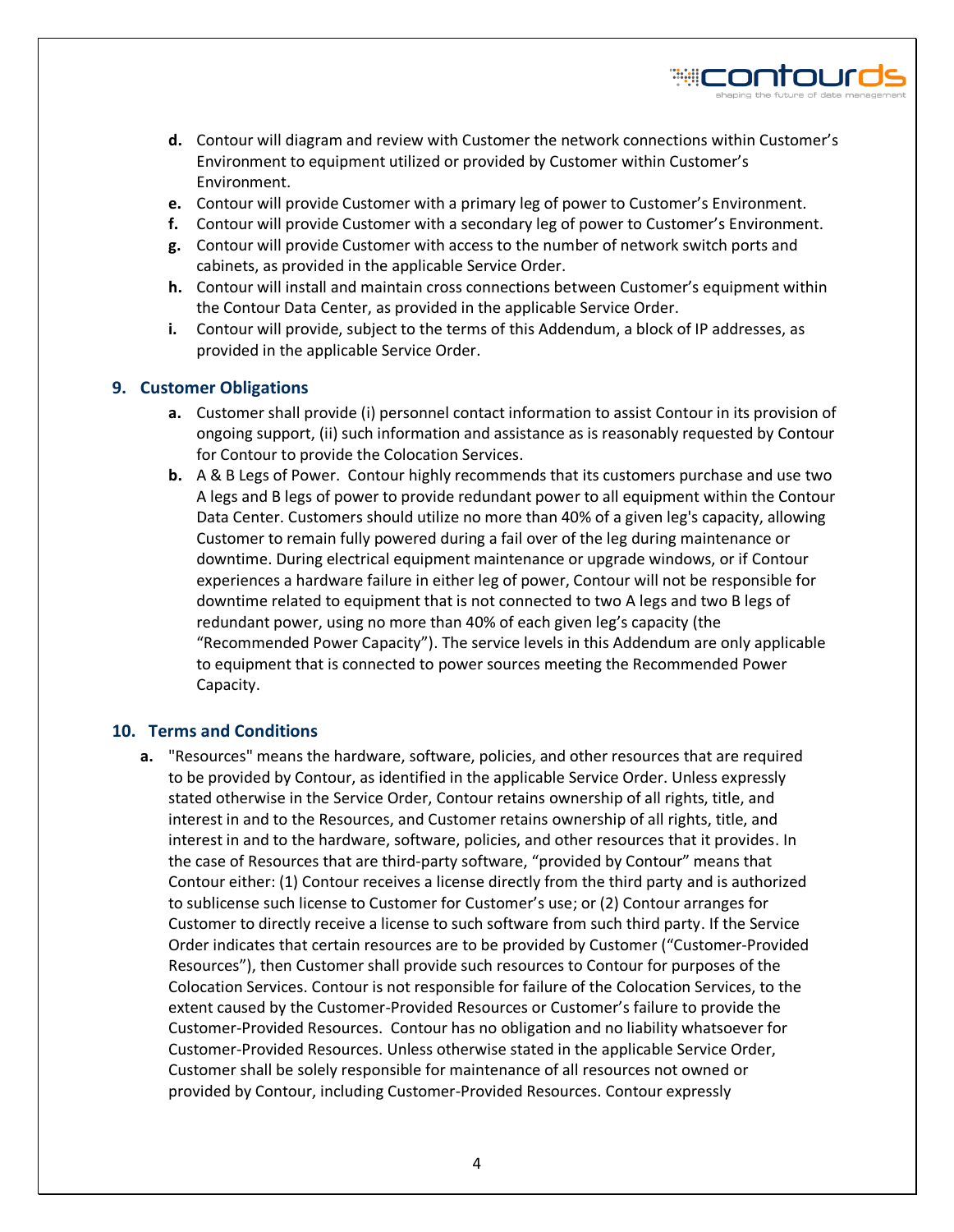- **d.** Contour will diagram and review with Customer the network connections within Customer's Environment to equipment utilized or provided by Customer within Customer's Environment.
- **e.** Contour will provide Customer with a primary leg of power to Customer's Environment.
- **f.** Contour will provide Customer with a secondary leg of power to Customer's Environment.
- **g.** Contour will provide Customer with access to the number of network switch ports and cabinets, as provided in the applicable Service Order.
- **h.** Contour will install and maintain cross connections between Customer's equipment within the Contour Data Center, as provided in the applicable Service Order.
- **i.** Contour will provide, subject to the terms of this Addendum, a block of IP addresses, as provided in the applicable Service Order.

## 9. Customer Obligations

- **a.** Customer shall provide (i) personnel contact information to assist Contour in its provision of ongoing support, (ii) such information and assistance as is reasonably requested by Contour for Contour to provide the Colocation Services.
- **b.** A & B Legs of Power. Contour highly recommends that its customers purchase and use two A legs and B legs of power to provide redundant power to all equipment within the Contour Data Center. Customers should utilize no more than 40% of a given leg's capacity, allowing Customer to remain fully powered during a fail over of the leg during maintenance or downtime. During electrical equipment maintenance or upgrade windows, or if Contour experiences a hardware failure in either leg of power, Contour will not be responsible for downtime related to equipment that is not connected to two A legs and two B legs of redundant power, using no more than 40% of each given leg's capacity (the "Recommended Power Capacity"). The service levels in this Addendum are only applicable to equipment that is connected to power sources meeting the Recommended Power Capacity.

## 10. Terms and Conditions

- **a.** "Resources" means the hardware, software, policies, and other resources that are required to be provided by Contour, as identified in the applicable Service Order. Unless expressly stated otherwise in the Service Order, Contour retains ownership of all rights, title, and interest in and to the Resources, and Customer retains ownership of all rights, title, and interest in and to the hardware, software, policies, and other resources that it provides. In the case of Resources that are third-party software, "provided by Contour" means that Contour either: (1) Contour receives a license directly from the third party and is authorized to sublicense such license to Customer for Customer's use; or (2) Contour arranges for Customer to directly receive a license to such software from such third party. If the Service Order indicates that certain resources are to be provided by Customer ("Customer-Provided Resources"), then Customer shall provide such resources to Contour for purposes of the Colocation Services. Contour is not responsible for failure of the Colocation Services, to the extent caused by the Customer-Provided Resources or Customer's failure to provide the Customer-Provided Resources. Contour has no obligation and no liability whatsoever for Customer-Provided Resources. Unless otherwise stated in the applicable Service Order, Customer shall be solely responsible for maintenance of all resources not owned or provided by Contour, including Customer-Provided Resources. Contour expressly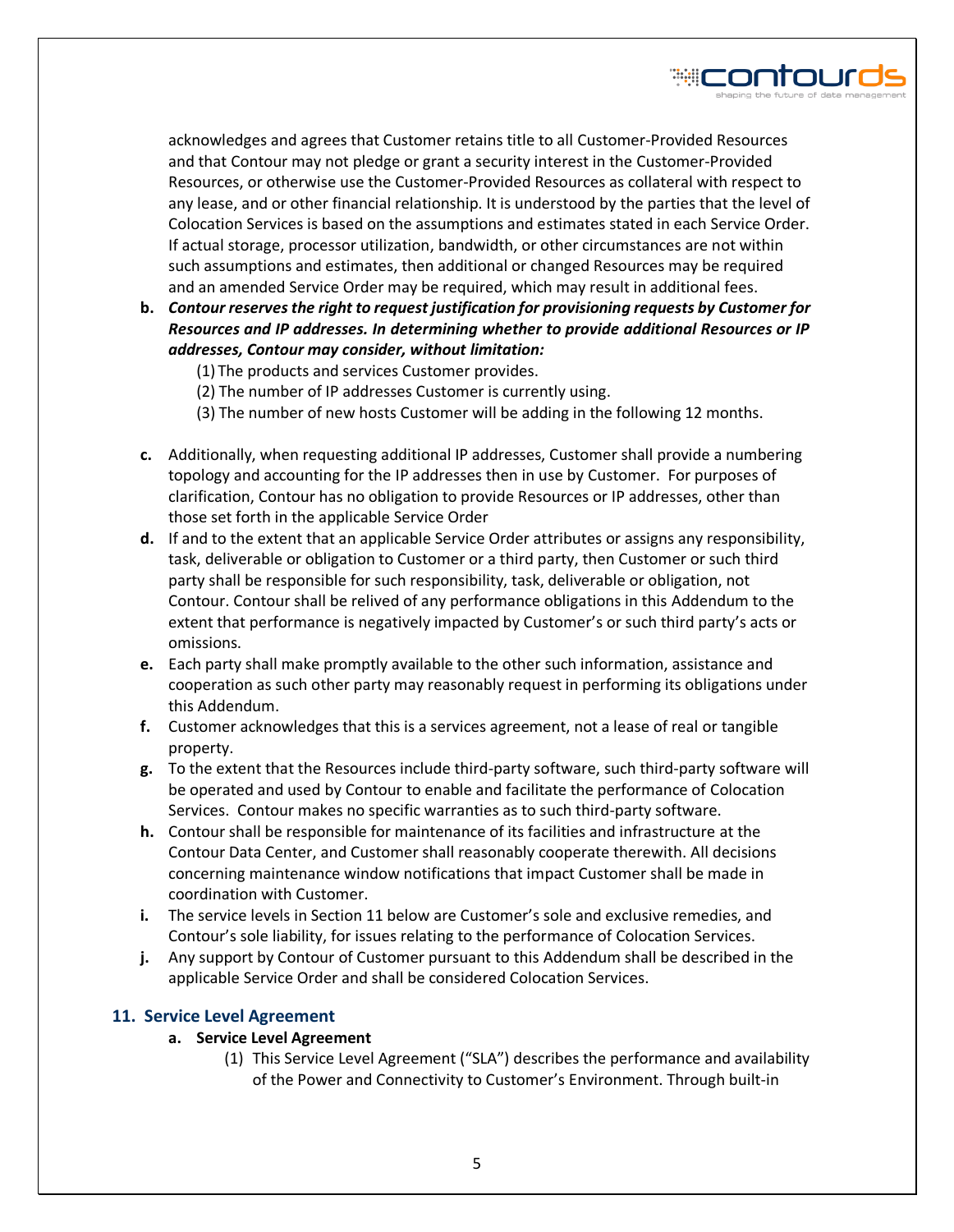acknowledges and agrees that Customer retains title to all Customer-Provided Resources and that Contour may not pledge or grant a security interest in the Customer-Provided Resources, or otherwise use the Customer-Provided Resources as collateral with respect to any lease, and or other financial relationship. It is understood by the parties that the level of Colocation Services is based on the assumptions and estimates stated in each Service Order. If actual storage, processor utilization, bandwidth, or other circumstances are not within such assumptions and estimates, then additional or changed Resources may be required and an amended Service Order may be required, which may result in additional fees.

**b.** ***Contour reserves the right to request justification for provisioning requests by Customer for Resources and IP addresses. In determining whether to provide additional Resources or IP addresses, Contour may consider, without limitation:***

(1) The products and services Customer provides.

(2) The number of IP addresses Customer is currently using.

(3) The number of new hosts Customer will be adding in the following 12 months.

**c.** Additionally, when requesting additional IP addresses, Customer shall provide a numbering topology and accounting for the IP addresses then in use by Customer. For purposes of clarification, Contour has no obligation to provide Resources or IP addresses, other than those set forth in the applicable Service Order

**d.** If and to the extent that an applicable Service Order attributes or assigns any responsibility, task, deliverable or obligation to Customer or a third party, then Customer or such third party shall be responsible for such responsibility, task, deliverable or obligation, not Contour. Contour shall be relived of any performance obligations in this Addendum to the extent that performance is negatively impacted by Customer's or such third party's acts or omissions.

**e.** Each party shall make promptly available to the other such information, assistance and cooperation as such other party may reasonably request in performing its obligations under this Addendum.

**f.** Customer acknowledges that this is a services agreement, not a lease of real or tangible property.

**g.** To the extent that the Resources include third-party software, such third-party software will be operated and used by Contour to enable and facilitate the performance of Colocation Services. Contour makes no specific warranties as to such third-party software.

**h.** Contour shall be responsible for maintenance of its facilities and infrastructure at the Contour Data Center, and Customer shall reasonably cooperate therewith. All decisions concerning maintenance window notifications that impact Customer shall be made in coordination with Customer.

**i.** The service levels in Section 11 below are Customer's sole and exclusive remedies, and Contour's sole liability, for issues relating to the performance of Colocation Services.

**j.** Any support by Contour of Customer pursuant to this Addendum shall be described in the applicable Service Order and shall be considered Colocation Services.

## 11. Service Level Agreement

### a. Service Level Agreement

(1) This Service Level Agreement ("SLA") describes the performance and availability of the Power and Connectivity to Customer's Environment. Through built-in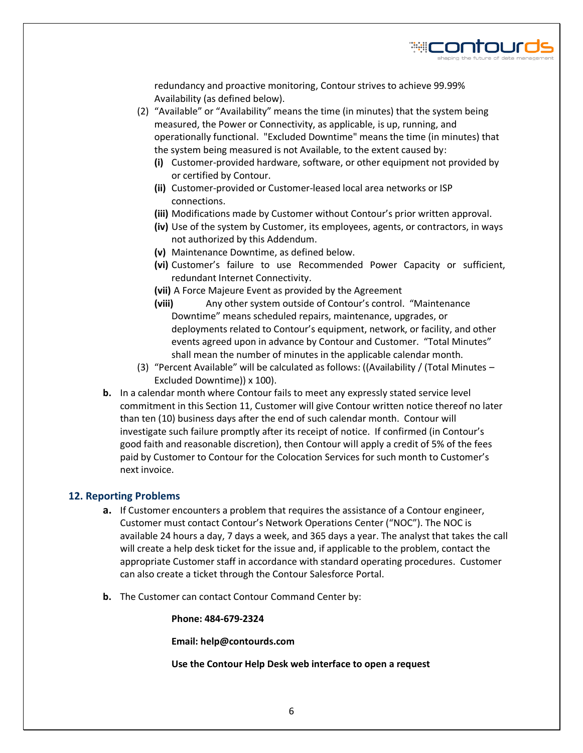redundancy and proactive monitoring, Contour strives to achieve 99.99% Availability (as defined below).

(2) "Available" or "Availability" means the time (in minutes) that the system being measured, the Power or Connectivity, as applicable, is up, running, and operationally functional. "Excluded Downtime" means the time (in minutes) that the system being measured is not Available, to the extent caused by:

- **(i)** Customer-provided hardware, software, or other equipment not provided by or certified by Contour.
- **(ii)** Customer-provided or Customer-leased local area networks or ISP connections.
- **(iii)** Modifications made by Customer without Contour's prior written approval.
- **(iv)** Use of the system by Customer, its employees, agents, or contractors, in ways not authorized by this Addendum.
- **(v)** Maintenance Downtime, as defined below.
- **(vi)** Customer's failure to use Recommended Power Capacity or sufficient, redundant Internet Connectivity.
- **(vii)** A Force Majeure Event as provided by the Agreement
- **(viii)** Any other system outside of Contour's control. "Maintenance Downtime" means scheduled repairs, maintenance, upgrades, or deployments related to Contour's equipment, network, or facility, and other events agreed upon in advance by Contour and Customer. "Total Minutes" shall mean the number of minutes in the applicable calendar month.

(3) "Percent Available" will be calculated as follows: ((Availability / (Total Minutes – Excluded Downtime)) x 100).

**b.** In a calendar month where Contour fails to meet any expressly stated service level commitment in this Section 11, Customer will give Contour written notice thereof no later than ten (10) business days after the end of such calendar month. Contour will investigate such failure promptly after its receipt of notice. If confirmed (in Contour's good faith and reasonable discretion), then Contour will apply a credit of 5% of the fees paid by Customer to Contour for the Colocation Services for such month to Customer's next invoice.

## 12. Reporting Problems

**a.** If Customer encounters a problem that requires the assistance of a Contour engineer, Customer must contact Contour's Network Operations Center ("NOC"). The NOC is available 24 hours a day, 7 days a week, and 365 days a year. The analyst that takes the call will create a help desk ticket for the issue and, if applicable to the problem, contact the appropriate Customer staff in accordance with standard operating procedures. Customer can also create a ticket through the Contour Salesforce Portal.

**b.** The Customer can contact Contour Command Center by:

**Phone: 484-679-2324**

**Email: help@contourds.com**

**Use the Contour Help Desk web interface to open a request**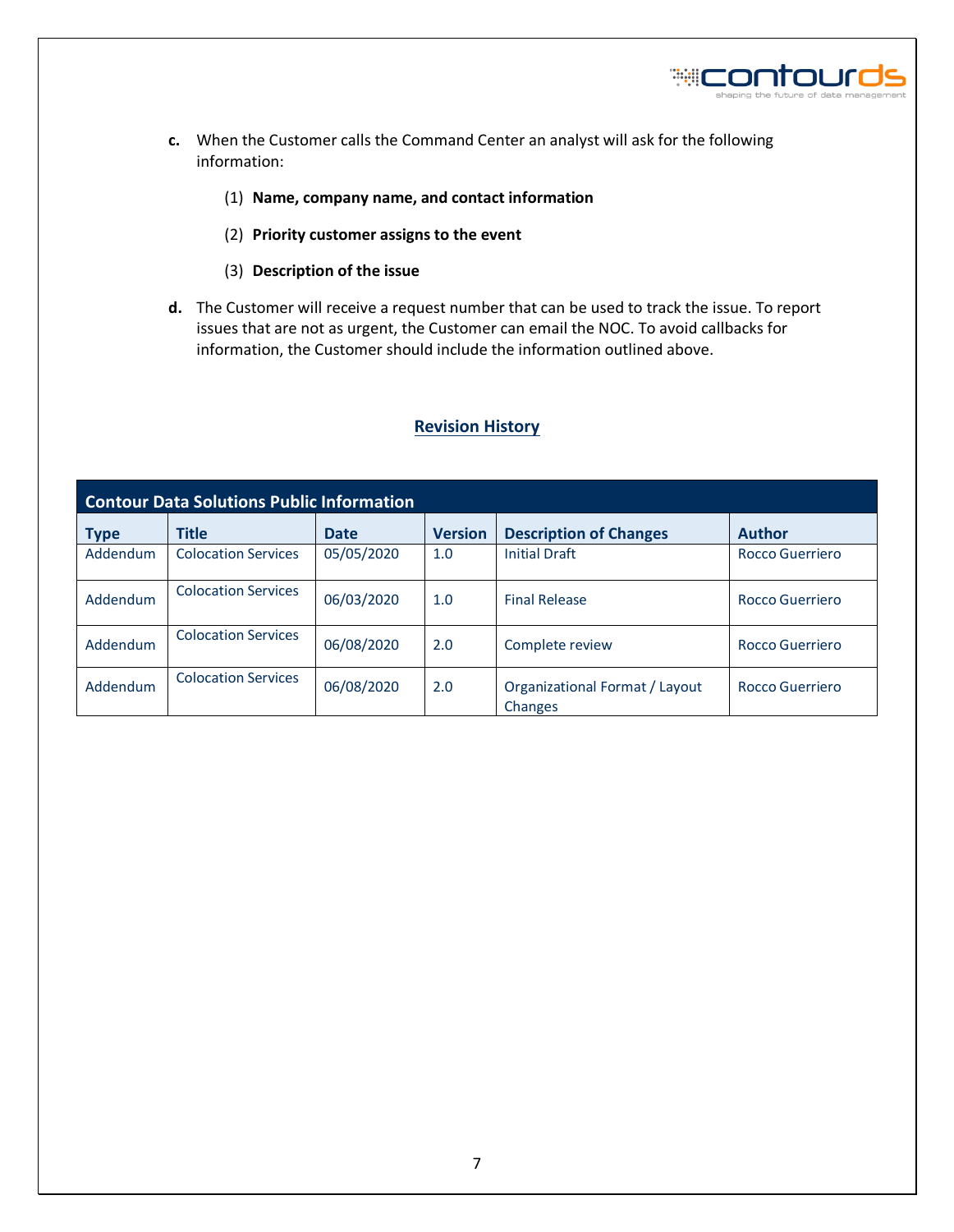**c.** When the Customer calls the Command Center an analyst will ask for the following information:

(1) **Name, company name, and contact information**

(2) **Priority customer assigns to the event**

(3) **Description of the issue**

**d.** The Customer will receive a request number that can be used to track the issue. To report issues that are not as urgent, the Customer can email the NOC. To avoid callbacks for information, the Customer should include the information outlined above.

## Revision History

| Contour Data Solutions Public Information | | | | | |
|---|---|---|---|---|---|
| **Type** | **Title** | **Date** | **Version** | **Description of Changes** | **Author** |
| Addendum | Colocation Services | 05/05/2020 | 1.0 | Initial Draft | Rocco Guerriero |
| Addendum | Colocation Services | 06/03/2020 | 1.0 | Final Release | Rocco Guerriero |
| Addendum | Colocation Services | 06/08/2020 | 2.0 | Complete review | Rocco Guerriero |
| Addendum | Colocation Services | 06/08/2020 | 2.0 | Organizational Format / Layout Changes | Rocco Guerriero |